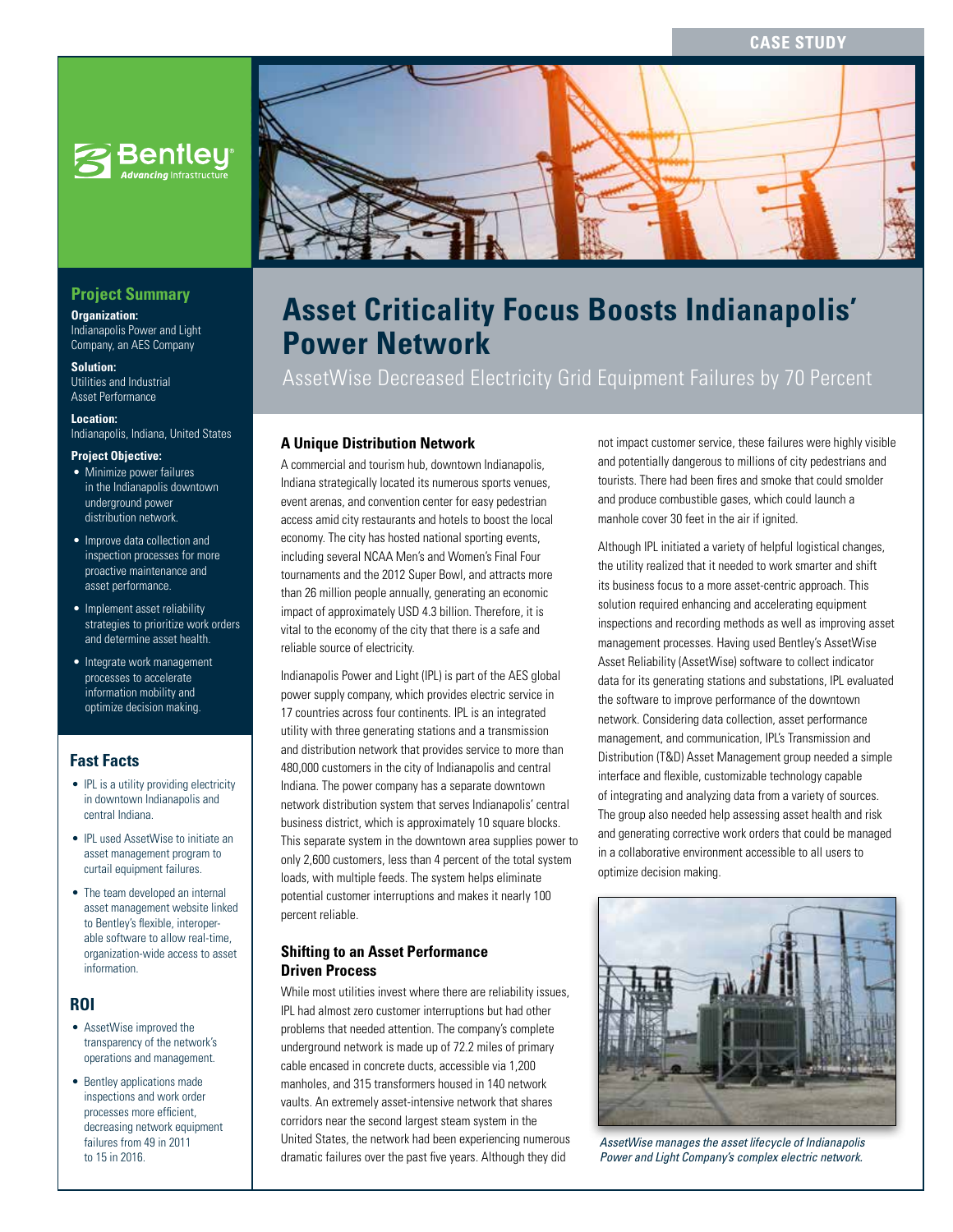CASE STUDY

# Asset Criticality Focus Boosts Indianapolis' Power Network

AssetWise Decreased Electricity Grid Equipment Failures by 70 Percent

## Project Summary

**Organization:**
Indianapolis Power and Light Company, an AES Company

**Solution:**
Utilities and Industrial Asset Performance

**Location:**
Indianapolis, Indiana, United States

**Project Objective:**

- Minimize power failures in the Indianapolis downtown underground power distribution network.
- Improve data collection and inspection processes for more proactive maintenance and asset performance.
- Implement asset reliability strategies to prioritize work orders and determine asset health.
- Integrate work management processes to accelerate information mobility and optimize decision making.

## Fast Facts

- IPL is a utility providing electricity in downtown Indianapolis and central Indiana.
- IPL used AssetWise to initiate an asset management program to curtail equipment failures.
- The team developed an internal asset management website linked to Bentley's flexible, interoperable software to allow real-time, organization-wide access to asset information.

## ROI

- AssetWise improved the transparency of the network's operations and management.
- Bentley applications made inspections and work order processes more efficient, decreasing network equipment failures from 49 in 2011 to 15 in 2016.

### A Unique Distribution Network

A commercial and tourism hub, downtown Indianapolis, Indiana strategically located its numerous sports venues, event arenas, and convention center for easy pedestrian access amid city restaurants and hotels to boost the local economy. The city has hosted national sporting events, including several NCAA Men's and Women's Final Four tournaments and the 2012 Super Bowl, and attracts more than 26 million people annually, generating an economic impact of approximately USD 4.3 billion. Therefore, it is vital to the economy of the city that there is a safe and reliable source of electricity.

Indianapolis Power and Light (IPL) is part of the AES global power supply company, which provides electric service in 17 countries across four continents. IPL is an integrated utility with three generating stations and a transmission and distribution network that provides service to more than 480,000 customers in the city of Indianapolis and central Indiana. The power company has a separate downtown network distribution system that serves Indianapolis' central business district, which is approximately 10 square blocks. This separate system in the downtown area supplies power to only 2,600 customers, less than 4 percent of the total system loads, with multiple feeds. The system helps eliminate potential customer interruptions and makes it nearly 100 percent reliable.

### Shifting to an Asset Performance Driven Process

While most utilities invest where there are reliability issues, IPL had almost zero customer interruptions but had other problems that needed attention. The company's complete underground network is made up of 72.2 miles of primary cable encased in concrete ducts, accessible via 1,200 manholes, and 315 transformers housed in 140 network vaults. An extremely asset-intensive network that shares corridors near the second largest steam system in the United States, the network had been experiencing numerous dramatic failures over the past five years. Although they did not impact customer service, these failures were highly visible and potentially dangerous to millions of city pedestrians and tourists. There had been fires and smoke that could smolder and produce combustible gases, which could launch a manhole cover 30 feet in the air if ignited.

Although IPL initiated a variety of helpful logistical changes, the utility realized that it needed to work smarter and shift its business focus to a more asset-centric approach. This solution required enhancing and accelerating equipment inspections and recording methods as well as improving asset management processes. Having used Bentley's AssetWise Asset Reliability (AssetWise) software to collect indicator data for its generating stations and substations, IPL evaluated the software to improve performance of the downtown network. Considering data collection, asset performance management, and communication, IPL's Transmission and Distribution (T&D) Asset Management group needed a simple interface and flexible, customizable technology capable of integrating and analyzing data from a variety of sources. The group also needed help assessing asset health and risk and generating corrective work orders that could be managed in a collaborative environment accessible to all users to optimize decision making.

*AssetWise manages the asset lifecycle of Indianapolis Power and Light Company's complex electric network.*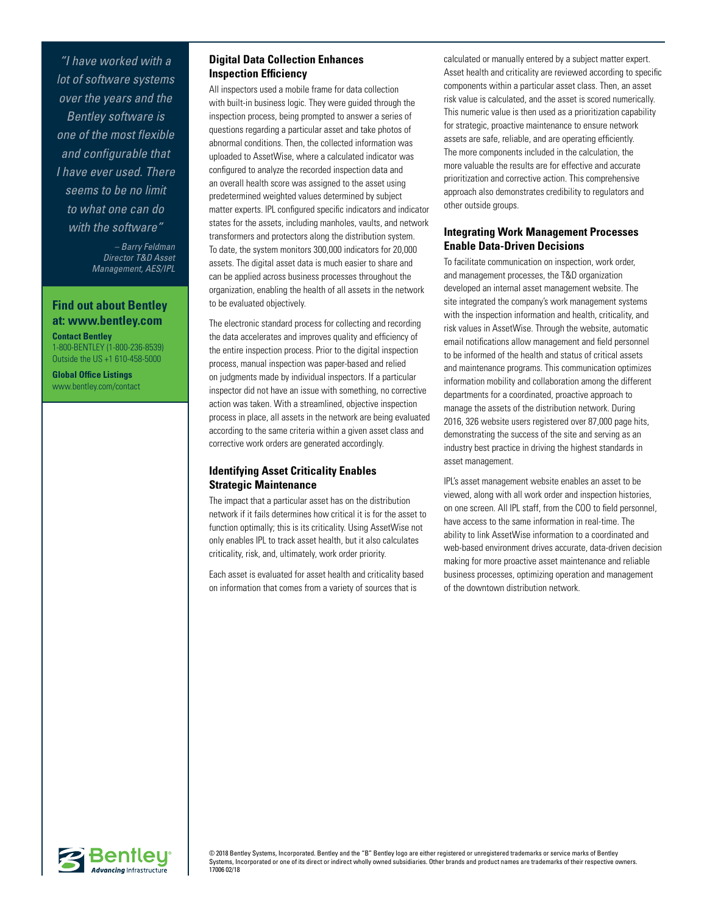*"I have worked with a lot of software systems over the years and the Bentley software is one of the most flexible and configurable that I have ever used. There seems to be no limit to what one can do with the software"*

*– Barry Feldman*
*Director T&D Asset Management, AES/IPL*

## Digital Data Collection Enhances Inspection Efficiency

All inspectors used a mobile frame for data collection with built-in business logic. They were guided through the inspection process, being prompted to answer a series of questions regarding a particular asset and take photos of abnormal conditions. Then, the collected information was uploaded to AssetWise, where a calculated indicator was configured to analyze the recorded inspection data and an overall health score was assigned to the asset using predetermined weighted values determined by subject matter experts. IPL configured specific indicators and indicator states for the assets, including manholes, vaults, and network transformers and protectors along the distribution system. To date, the system monitors 300,000 indicators for 20,000 assets. The digital asset data is much easier to share and can be applied across business processes throughout the organization, enabling the health of all assets in the network to be evaluated objectively.

The electronic standard process for collecting and recording the data accelerates and improves quality and efficiency of the entire inspection process. Prior to the digital inspection process, manual inspection was paper-based and relied on judgments made by individual inspectors. If a particular inspector did not have an issue with something, no corrective action was taken. With a streamlined, objective inspection process in place, all assets in the network are being evaluated according to the same criteria within a given asset class and corrective work orders are generated accordingly.

## Identifying Asset Criticality Enables Strategic Maintenance

The impact that a particular asset has on the distribution network if it fails determines how critical it is for the asset to function optimally; this is its criticality. Using AssetWise not only enables IPL to track asset health, but it also calculates criticality, risk, and, ultimately, work order priority.

Each asset is evaluated for asset health and criticality based on information that comes from a variety of sources that is calculated or manually entered by a subject matter expert. Asset health and criticality are reviewed according to specific components within a particular asset class. Then, an asset risk value is calculated, and the asset is scored numerically. This numeric value is then used as a prioritization capability for strategic, proactive maintenance to ensure network assets are safe, reliable, and are operating efficiently. The more components included in the calculation, the more valuable the results are for effective and accurate prioritization and corrective action. This comprehensive approach also demonstrates credibility to regulators and other outside groups.

## Integrating Work Management Processes Enable Data-Driven Decisions

To facilitate communication on inspection, work order, and management processes, the T&D organization developed an internal asset management website. The site integrated the company's work management systems with the inspection information and health, criticality, and risk values in AssetWise. Through the website, automatic email notifications allow management and field personnel to be informed of the health and status of critical assets and maintenance programs. This communication optimizes information mobility and collaboration among the different departments for a coordinated, proactive approach to manage the assets of the distribution network. During 2016, 326 website users registered over 87,000 page hits, demonstrating the success of the site and serving as an industry best practice in driving the highest standards in asset management.

IPL's asset management website enables an asset to be viewed, along with all work order and inspection histories, on one screen. All IPL staff, from the COO to field personnel, have access to the same information in real-time. The ability to link AssetWise information to a coordinated and web-based environment drives accurate, data-driven decision making for more proactive asset maintenance and reliable business processes, optimizing operation and management of the downtown distribution network.

## Find out about Bentley at: www.bentley.com

**Contact Bentley**
1-800-BENTLEY (1-800-236-8539)
Outside the US +1 610-458-5000

**Global Office Listings**
www.bentley.com/contact

Bentley
*Advancing* Infrastructure

© 2018 Bentley Systems, Incorporated. Bentley and the "B" Bentley logo are either registered or unregistered trademarks or service marks of Bentley Systems, Incorporated or one of its direct or indirect wholly owned subsidiaries. Other brands and product names are trademarks of their respective owners. 17006 02/18